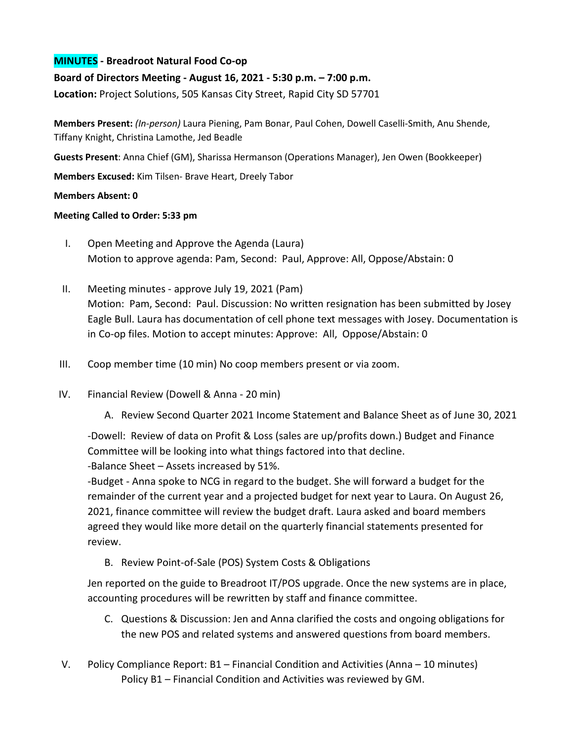**MINUTES - Breadroot Natural Food Co-op**

**Board of Directors Meeting - August 16, 2021 - 5:30 p.m. – 7:00 p.m.**

**Location:** Project Solutions, 505 Kansas City Street, Rapid City SD 57701

**Members Present:** *(In-person)* Laura Piening, Pam Bonar, Paul Cohen, Dowell Caselli-Smith, Anu Shende, Tiffany Knight, Christina Lamothe, Jed Beadle

**Guests Present**: Anna Chief (GM), Sharissa Hermanson (Operations Manager), Jen Owen (Bookkeeper)

**Members Excused:** Kim Tilsen- Brave Heart, Dreely Tabor

**Members Absent: 0**

**Meeting Called to Order: 5:33 pm**

I. Open Meeting and Approve the Agenda (Laura)
   Motion to approve agenda: Pam, Second: Paul, Approve: All, Oppose/Abstain: 0

II. Meeting minutes - approve July 19, 2021 (Pam)
   Motion: Pam, Second: Paul. Discussion: No written resignation has been submitted by Josey Eagle Bull. Laura has documentation of cell phone text messages with Josey. Documentation is in Co-op files. Motion to accept minutes: Approve: All, Oppose/Abstain: 0

III. Coop member time (10 min) No coop members present or via zoom.

IV. Financial Review (Dowell & Anna - 20 min)

   A. Review Second Quarter 2021 Income Statement and Balance Sheet as of June 30, 2021

   -Dowell: Review of data on Profit & Loss (sales are up/profits down.) Budget and Finance Committee will be looking into what things factored into that decline.
   -Balance Sheet – Assets increased by 51%.
   -Budget - Anna spoke to NCG in regard to the budget. She will forward a budget for the remainder of the current year and a projected budget for next year to Laura. On August 26, 2021, finance committee will review the budget draft. Laura asked and board members agreed they would like more detail on the quarterly financial statements presented for review.

   B. Review Point-of-Sale (POS) System Costs & Obligations

   Jen reported on the guide to Breadroot IT/POS upgrade. Once the new systems are in place, accounting procedures will be rewritten by staff and finance committee.

   C. Questions & Discussion: Jen and Anna clarified the costs and ongoing obligations for the new POS and related systems and answered questions from board members.

V. Policy Compliance Report: B1 – Financial Condition and Activities (Anna – 10 minutes)
   Policy B1 – Financial Condition and Activities was reviewed by GM.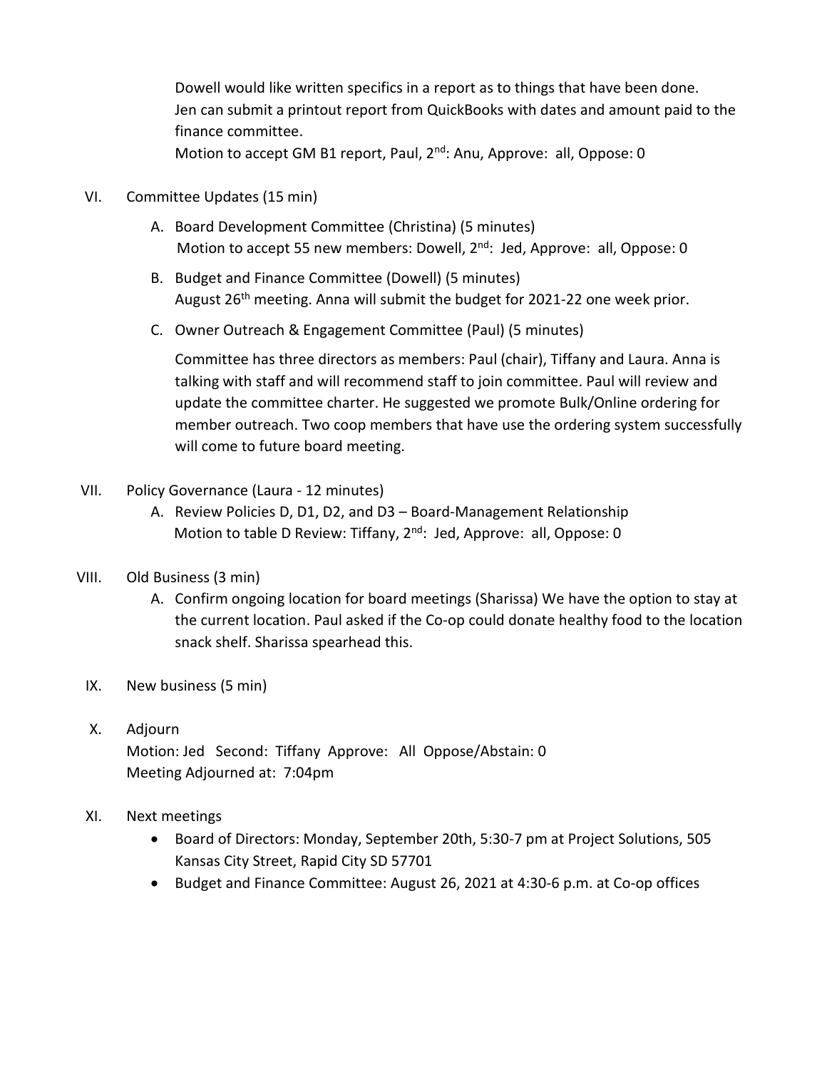Dowell would like written specifics in a report as to things that have been done. Jen can submit a printout report from QuickBooks with dates and amount paid to the finance committee.
Motion to accept GM B1 report, Paul, 2nd: Anu, Approve: all, Oppose: 0

VI. Committee Updates (15 min)

A. Board Development Committee (Christina) (5 minutes)
Motion to accept 55 new members: Dowell, 2nd: Jed, Approve: all, Oppose: 0

B. Budget and Finance Committee (Dowell) (5 minutes)
August 26th meeting. Anna will submit the budget for 2021-22 one week prior.

C. Owner Outreach & Engagement Committee (Paul) (5 minutes)

Committee has three directors as members: Paul (chair), Tiffany and Laura. Anna is talking with staff and will recommend staff to join committee. Paul will review and update the committee charter. He suggested we promote Bulk/Online ordering for member outreach. Two coop members that have use the ordering system successfully will come to future board meeting.

VII. Policy Governance (Laura - 12 minutes)

A. Review Policies D, D1, D2, and D3 – Board-Management Relationship
Motion to table D Review: Tiffany, 2nd: Jed, Approve: all, Oppose: 0

VIII. Old Business (3 min)

A. Confirm ongoing location for board meetings (Sharissa) We have the option to stay at the current location. Paul asked if the Co-op could donate healthy food to the location snack shelf. Sharissa spearhead this.

IX. New business (5 min)

X. Adjourn
Motion: Jed Second: Tiffany Approve: All Oppose/Abstain: 0
Meeting Adjourned at: 7:04pm

XI. Next meetings

- Board of Directors: Monday, September 20th, 5:30-7 pm at Project Solutions, 505 Kansas City Street, Rapid City SD 57701
- Budget and Finance Committee: August 26, 2021 at 4:30-6 p.m. at Co-op offices